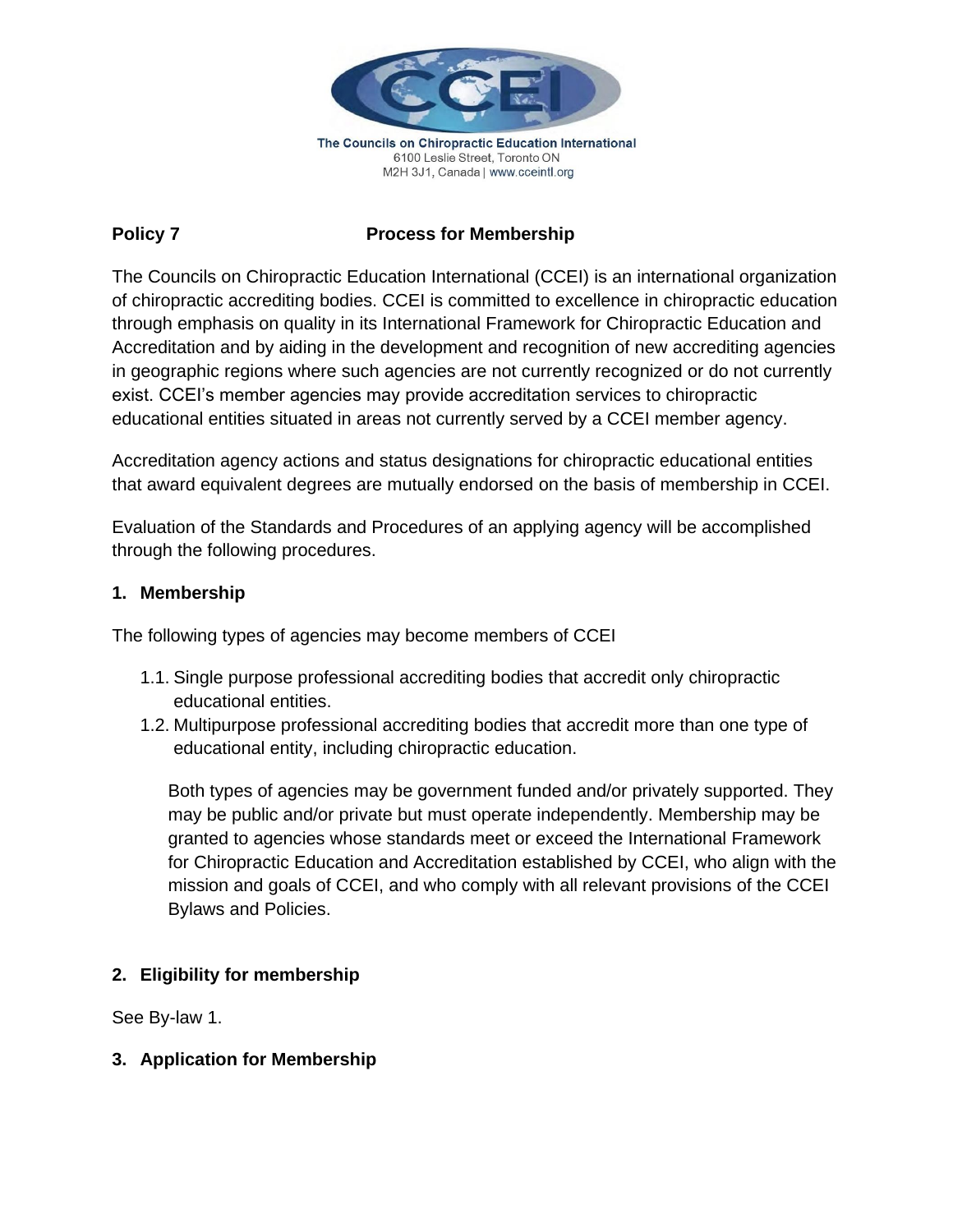The Councils on Chiropractic Education International
6100 Leslie Street, Toronto ON
M2H 3J1, Canada | www.cceintl.org

## Policy 7 Process for Membership

The Councils on Chiropractic Education International (CCEI) is an international organization of chiropractic accrediting bodies. CCEI is committed to excellence in chiropractic education through emphasis on quality in its International Framework for Chiropractic Education and Accreditation and by aiding in the development and recognition of new accrediting agencies in geographic regions where such agencies are not currently recognized or do not currently exist. CCEI's member agencies may provide accreditation services to chiropractic educational entities situated in areas not currently served by a CCEI member agency.

Accreditation agency actions and status designations for chiropractic educational entities that award equivalent degrees are mutually endorsed on the basis of membership in CCEI.

Evaluation of the Standards and Procedures of an applying agency will be accomplished through the following procedures.

### 1. Membership

The following types of agencies may become members of CCEI

1.1. Single purpose professional accrediting bodies that accredit only chiropractic educational entities.

1.2. Multipurpose professional accrediting bodies that accredit more than one type of educational entity, including chiropractic education.

Both types of agencies may be government funded and/or privately supported. They may be public and/or private but must operate independently. Membership may be granted to agencies whose standards meet or exceed the International Framework for Chiropractic Education and Accreditation established by CCEI, who align with the mission and goals of CCEI, and who comply with all relevant provisions of the CCEI Bylaws and Policies.

### 2. Eligibility for membership

See By-law 1.

### 3. Application for Membership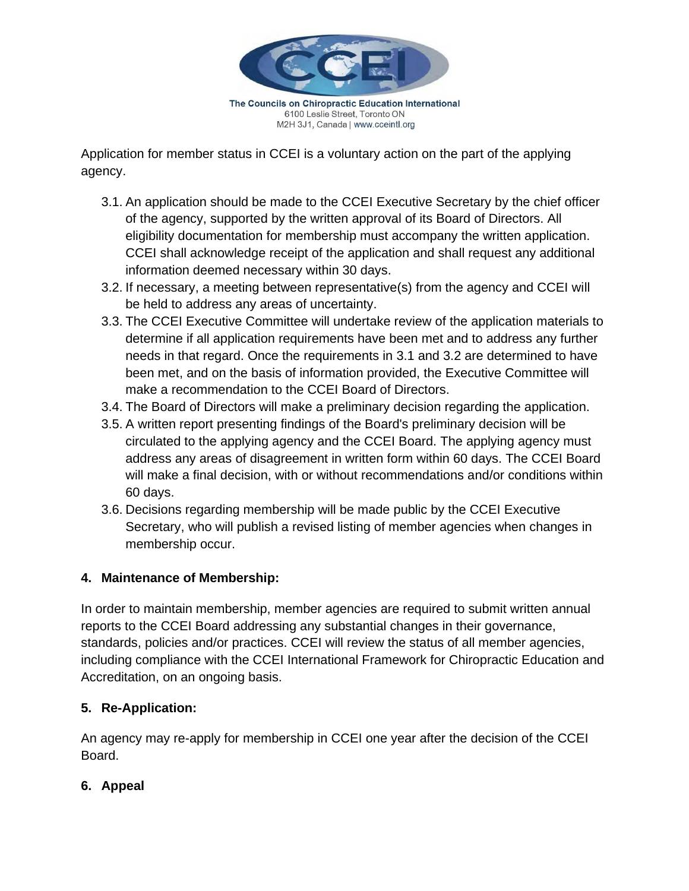Application for member status in CCEI is a voluntary action on the part of the applying agency.

3.1. An application should be made to the CCEI Executive Secretary by the chief officer of the agency, supported by the written approval of its Board of Directors. All eligibility documentation for membership must accompany the written application. CCEI shall acknowledge receipt of the application and shall request any additional information deemed necessary within 30 days.

3.2. If necessary, a meeting between representative(s) from the agency and CCEI will be held to address any areas of uncertainty.

3.3. The CCEI Executive Committee will undertake review of the application materials to determine if all application requirements have been met and to address any further needs in that regard. Once the requirements in 3.1 and 3.2 are determined to have been met, and on the basis of information provided, the Executive Committee will make a recommendation to the CCEI Board of Directors.

3.4. The Board of Directors will make a preliminary decision regarding the application.

3.5. A written report presenting findings of the Board's preliminary decision will be circulated to the applying agency and the CCEI Board. The applying agency must address any areas of disagreement in written form within 60 days. The CCEI Board will make a final decision, with or without recommendations and/or conditions within 60 days.

3.6. Decisions regarding membership will be made public by the CCEI Executive Secretary, who will publish a revised listing of member agencies when changes in membership occur.

## 4. Maintenance of Membership:

In order to maintain membership, member agencies are required to submit written annual reports to the CCEI Board addressing any substantial changes in their governance, standards, policies and/or practices. CCEI will review the status of all member agencies, including compliance with the CCEI International Framework for Chiropractic Education and Accreditation, on an ongoing basis.

## 5. Re-Application:

An agency may re-apply for membership in CCEI one year after the decision of the CCEI Board.

## 6. Appeal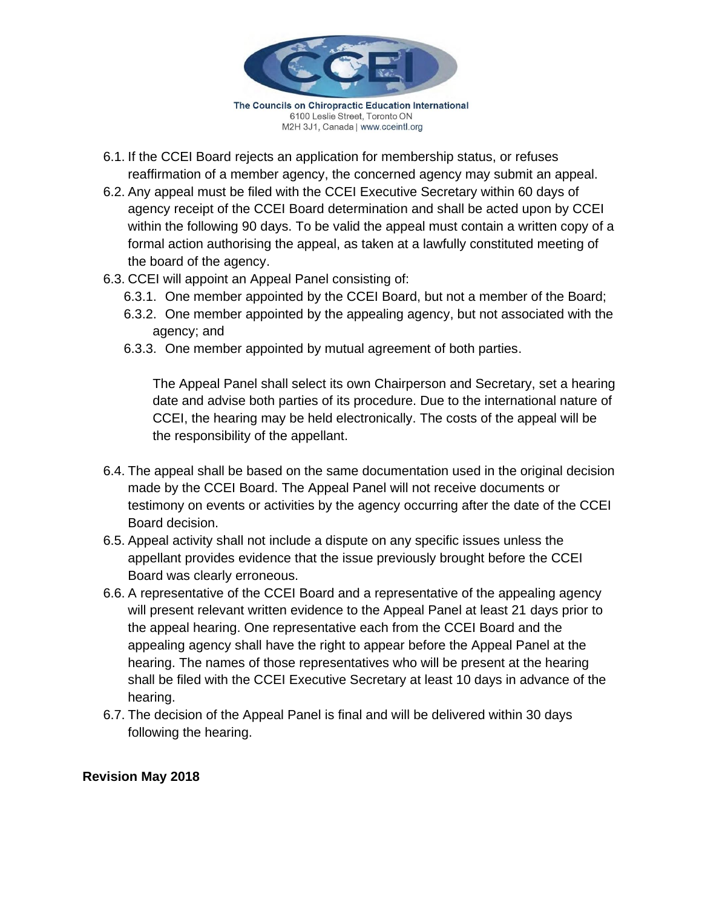6.1. If the CCEI Board rejects an application for membership status, or refuses reaffirmation of a member agency, the concerned agency may submit an appeal.

6.2. Any appeal must be filed with the CCEI Executive Secretary within 60 days of agency receipt of the CCEI Board determination and shall be acted upon by CCEI within the following 90 days. To be valid the appeal must contain a written copy of a formal action authorising the appeal, as taken at a lawfully constituted meeting of the board of the agency.

6.3. CCEI will appoint an Appeal Panel consisting of:

   6.3.1. One member appointed by the CCEI Board, but not a member of the Board;

   6.3.2. One member appointed by the appealing agency, but not associated with the agency; and

   6.3.3. One member appointed by mutual agreement of both parties.

   The Appeal Panel shall select its own Chairperson and Secretary, set a hearing date and advise both parties of its procedure. Due to the international nature of CCEI, the hearing may be held electronically. The costs of the appeal will be the responsibility of the appellant.

6.4. The appeal shall be based on the same documentation used in the original decision made by the CCEI Board. The Appeal Panel will not receive documents or testimony on events or activities by the agency occurring after the date of the CCEI Board decision.

6.5. Appeal activity shall not include a dispute on any specific issues unless the appellant provides evidence that the issue previously brought before the CCEI Board was clearly erroneous.

6.6. A representative of the CCEI Board and a representative of the appealing agency will present relevant written evidence to the Appeal Panel at least 21 days prior to the appeal hearing. One representative each from the CCEI Board and the appealing agency shall have the right to appear before the Appeal Panel at the hearing. The names of those representatives who will be present at the hearing shall be filed with the CCEI Executive Secretary at least 10 days in advance of the hearing.

6.7. The decision of the Appeal Panel is final and will be delivered within 30 days following the hearing.

**Revision May 2018**